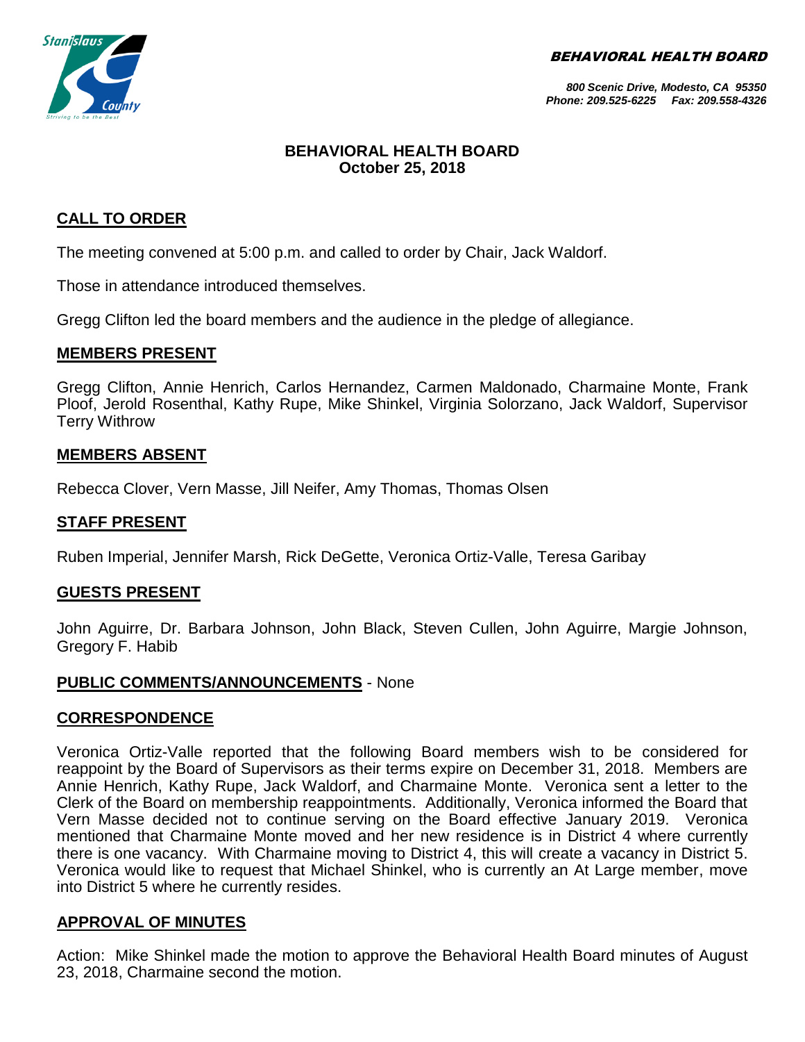BEHAVIORAL HEALTH BOARD

800 Scenic Drive, Modesto, CA 95350
Phone: 209.525-6225 Fax: 209.558-4326

# BEHAVIORAL HEALTH BOARD
## October 25, 2018

## CALL TO ORDER

The meeting convened at 5:00 p.m. and called to order by Chair, Jack Waldorf.

Those in attendance introduced themselves.

Gregg Clifton led the board members and the audience in the pledge of allegiance.

## MEMBERS PRESENT

Gregg Clifton, Annie Henrich, Carlos Hernandez, Carmen Maldonado, Charmaine Monte, Frank Ploof, Jerold Rosenthal, Kathy Rupe, Mike Shinkel, Virginia Solorzano, Jack Waldorf, Supervisor Terry Withrow

## MEMBERS ABSENT

Rebecca Clover, Vern Masse, Jill Neifer, Amy Thomas, Thomas Olsen

## STAFF PRESENT

Ruben Imperial, Jennifer Marsh, Rick DeGette, Veronica Ortiz-Valle, Teresa Garibay

## GUESTS PRESENT

John Aguirre, Dr. Barbara Johnson, John Black, Steven Cullen, John Aguirre, Margie Johnson, Gregory F. Habib

## PUBLIC COMMENTS/ANNOUNCEMENTS - None

## CORRESPONDENCE

Veronica Ortiz-Valle reported that the following Board members wish to be considered for reappoint by the Board of Supervisors as their terms expire on December 31, 2018. Members are Annie Henrich, Kathy Rupe, Jack Waldorf, and Charmaine Monte. Veronica sent a letter to the Clerk of the Board on membership reappointments. Additionally, Veronica informed the Board that Vern Masse decided not to continue serving on the Board effective January 2019. Veronica mentioned that Charmaine Monte moved and her new residence is in District 4 where currently there is one vacancy. With Charmaine moving to District 4, this will create a vacancy in District 5. Veronica would like to request that Michael Shinkel, who is currently an At Large member, move into District 5 where he currently resides.

## APPROVAL OF MINUTES

Action: Mike Shinkel made the motion to approve the Behavioral Health Board minutes of August 23, 2018, Charmaine second the motion.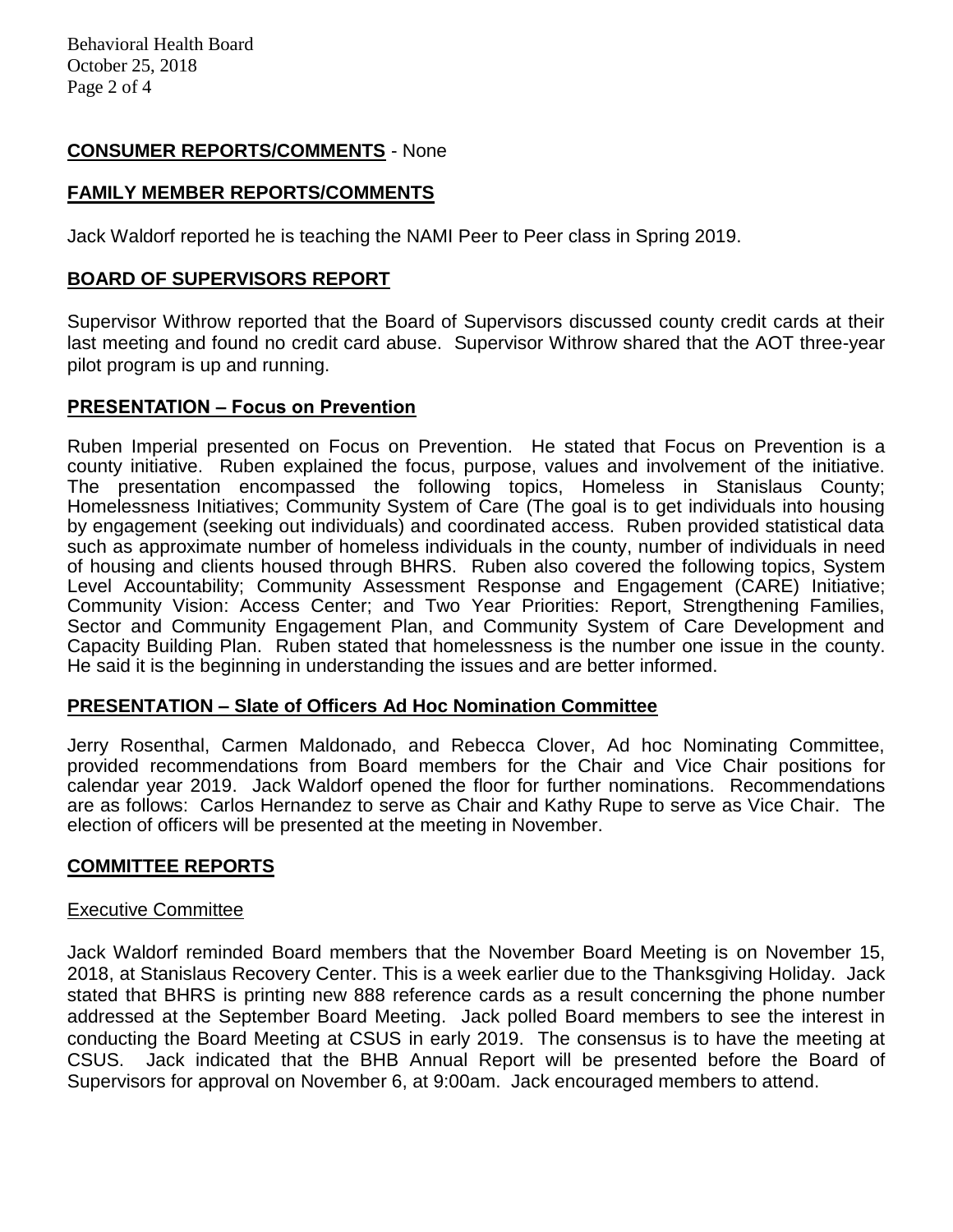## **CONSUMER REPORTS/COMMENTS** - None

## **FAMILY MEMBER REPORTS/COMMENTS**

Jack Waldorf reported he is teaching the NAMI Peer to Peer class in Spring 2019.

## **BOARD OF SUPERVISORS REPORT**

Supervisor Withrow reported that the Board of Supervisors discussed county credit cards at their last meeting and found no credit card abuse. Supervisor Withrow shared that the AOT three-year pilot program is up and running.

## **PRESENTATION – Focus on Prevention**

Ruben Imperial presented on Focus on Prevention. He stated that Focus on Prevention is a county initiative. Ruben explained the focus, purpose, values and involvement of the initiative. The presentation encompassed the following topics, Homeless in Stanislaus County; Homelessness Initiatives; Community System of Care (The goal is to get individuals into housing by engagement (seeking out individuals) and coordinated access. Ruben provided statistical data such as approximate number of homeless individuals in the county, number of individuals in need of housing and clients housed through BHRS. Ruben also covered the following topics, System Level Accountability; Community Assessment Response and Engagement (CARE) Initiative; Community Vision: Access Center; and Two Year Priorities: Report, Strengthening Families, Sector and Community Engagement Plan, and Community System of Care Development and Capacity Building Plan. Ruben stated that homelessness is the number one issue in the county. He said it is the beginning in understanding the issues and are better informed.

## **PRESENTATION – Slate of Officers Ad Hoc Nomination Committee**

Jerry Rosenthal, Carmen Maldonado, and Rebecca Clover, Ad hoc Nominating Committee, provided recommendations from Board members for the Chair and Vice Chair positions for calendar year 2019. Jack Waldorf opened the floor for further nominations. Recommendations are as follows: Carlos Hernandez to serve as Chair and Kathy Rupe to serve as Vice Chair. The election of officers will be presented at the meeting in November.

## **COMMITTEE REPORTS**

### Executive Committee

Jack Waldorf reminded Board members that the November Board Meeting is on November 15, 2018, at Stanislaus Recovery Center. This is a week earlier due to the Thanksgiving Holiday. Jack stated that BHRS is printing new 888 reference cards as a result concerning the phone number addressed at the September Board Meeting. Jack polled Board members to see the interest in conducting the Board Meeting at CSUS in early 2019. The consensus is to have the meeting at CSUS. Jack indicated that the BHB Annual Report will be presented before the Board of Supervisors for approval on November 6, at 9:00am. Jack encouraged members to attend.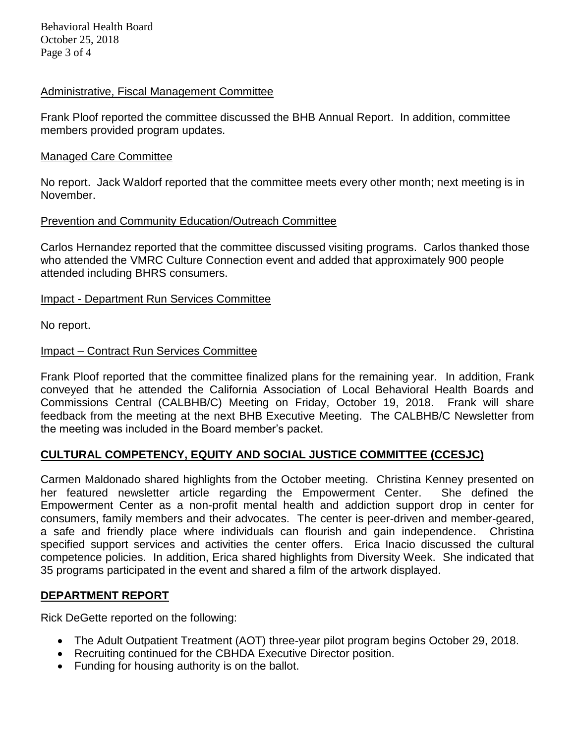### Administrative, Fiscal Management Committee

Frank Ploof reported the committee discussed the BHB Annual Report. In addition, committee members provided program updates.

### Managed Care Committee

No report. Jack Waldorf reported that the committee meets every other month; next meeting is in November.

### Prevention and Community Education/Outreach Committee

Carlos Hernandez reported that the committee discussed visiting programs. Carlos thanked those who attended the VMRC Culture Connection event and added that approximately 900 people attended including BHRS consumers.

### Impact - Department Run Services Committee

No report.

### Impact – Contract Run Services Committee

Frank Ploof reported that the committee finalized plans for the remaining year. In addition, Frank conveyed that he attended the California Association of Local Behavioral Health Boards and Commissions Central (CALBHB/C) Meeting on Friday, October 19, 2018. Frank will share feedback from the meeting at the next BHB Executive Meeting. The CALBHB/C Newsletter from the meeting was included in the Board member's packet.

## CULTURAL COMPETENCY, EQUITY AND SOCIAL JUSTICE COMMITTEE (CCESJC)

Carmen Maldonado shared highlights from the October meeting. Christina Kenney presented on her featured newsletter article regarding the Empowerment Center. She defined the Empowerment Center as a non-profit mental health and addiction support drop in center for consumers, family members and their advocates. The center is peer-driven and member-geared, a safe and friendly place where individuals can flourish and gain independence. Christina specified support services and activities the center offers. Erica Inacio discussed the cultural competence policies. In addition, Erica shared highlights from Diversity Week. She indicated that 35 programs participated in the event and shared a film of the artwork displayed.

## DEPARTMENT REPORT

Rick DeGette reported on the following:

- The Adult Outpatient Treatment (AOT) three-year pilot program begins October 29, 2018.
- Recruiting continued for the CBHDA Executive Director position.
- Funding for housing authority is on the ballot.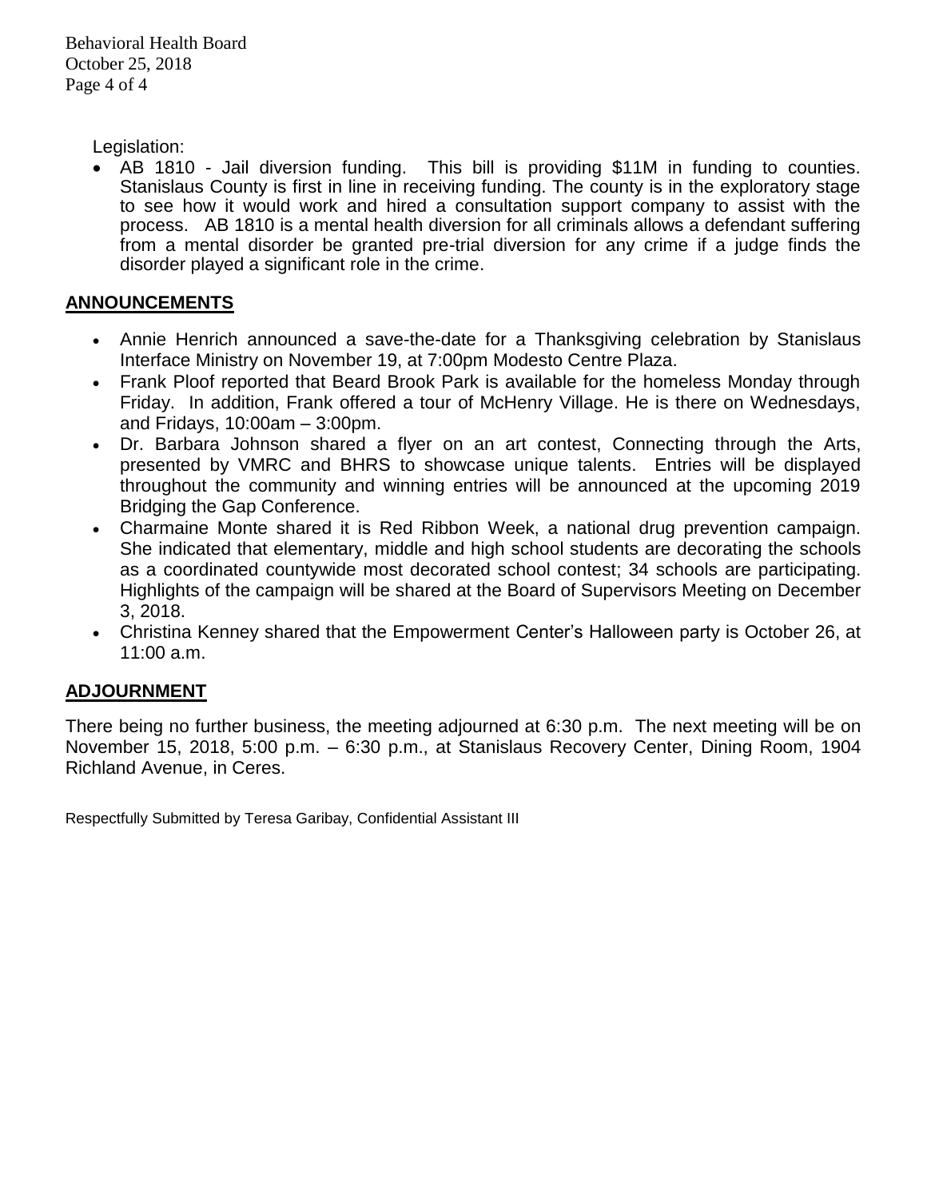Legislation:

- AB 1810 - Jail diversion funding. This bill is providing $11M in funding to counties. Stanislaus County is first in line in receiving funding. The county is in the exploratory stage to see how it would work and hired a consultation support company to assist with the process. AB 1810 is a mental health diversion for all criminals allows a defendant suffering from a mental disorder be granted pre-trial diversion for any crime if a judge finds the disorder played a significant role in the crime.

## ANNOUNCEMENTS

- Annie Henrich announced a save-the-date for a Thanksgiving celebration by Stanislaus Interface Ministry on November 19, at 7:00pm Modesto Centre Plaza.
- Frank Ploof reported that Beard Brook Park is available for the homeless Monday through Friday. In addition, Frank offered a tour of McHenry Village. He is there on Wednesdays, and Fridays, 10:00am – 3:00pm.
- Dr. Barbara Johnson shared a flyer on an art contest, Connecting through the Arts, presented by VMRC and BHRS to showcase unique talents. Entries will be displayed throughout the community and winning entries will be announced at the upcoming 2019 Bridging the Gap Conference.
- Charmaine Monte shared it is Red Ribbon Week, a national drug prevention campaign. She indicated that elementary, middle and high school students are decorating the schools as a coordinated countywide most decorated school contest; 34 schools are participating. Highlights of the campaign will be shared at the Board of Supervisors Meeting on December 3, 2018.
- Christina Kenney shared that the Empowerment Center's Halloween party is October 26, at 11:00 a.m.

## ADJOURNMENT

There being no further business, the meeting adjourned at 6:30 p.m. The next meeting will be on November 15, 2018, 5:00 p.m. – 6:30 p.m., at Stanislaus Recovery Center, Dining Room, 1904 Richland Avenue, in Ceres.

Respectfully Submitted by Teresa Garibay, Confidential Assistant III